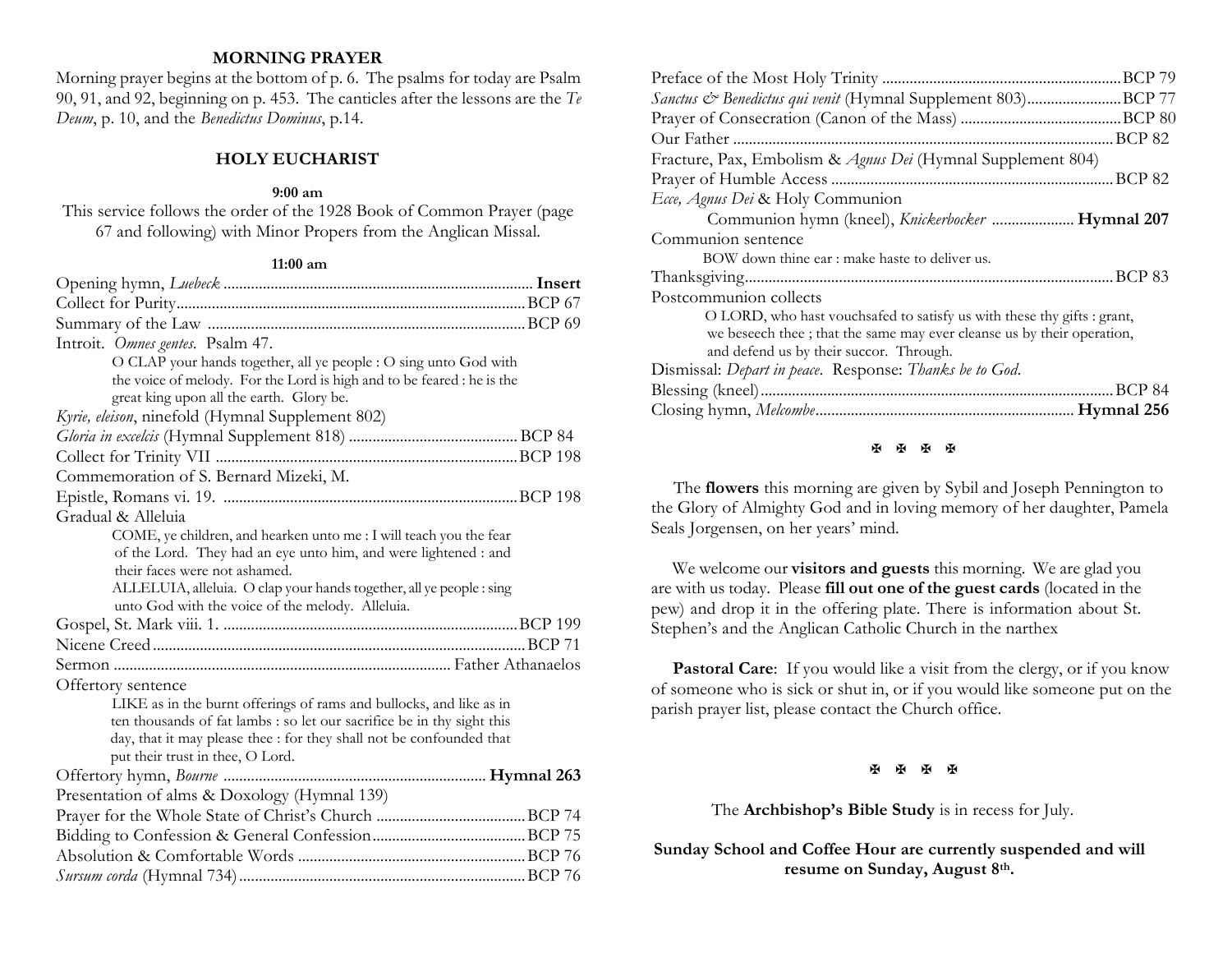## MORNING PRAYER

Morning prayer begins at the bottom of p. 6. The psalms for today are Psalm 90, 91, and 92, beginning on p. 453. The canticles after the lessons are the *Te Deum*, p. 10, and the *Benedictus Dominus*, p.14.

## HOLY EUCHARIST

**9:00 am**

This service follows the order of the 1928 Book of Common Prayer (page 67 and following) with Minor Propers from the Anglican Missal.

**11:00 am**

Opening hymn, *Luebeck* ........ **Insert**
Collect for Purity ........ BCP 67
Summary of the Law ........ BCP 69
Introit. *Omnes gentes*. Psalm 47.

> O CLAP your hands together, all ye people : O sing unto God with the voice of melody. For the Lord is high and to be feared : he is the great king upon all the earth. Glory be.

*Kyrie, eleison*, ninefold (Hymnal Supplement 802)
*Gloria in excelcis* (Hymnal Supplement 818) ........ BCP 84
Collect for Trinity VII ........ BCP 198
Commemoration of S. Bernard Mizeki, M.
Epistle, Romans vi. 19. ........ BCP 198
Gradual & Alleluia

> COME, ye children, and hearken unto me : I will teach you the fear of the Lord. They had an eye unto him, and were lightened : and their faces were not ashamed.
> ALLELUIA, alleluia. O clap your hands together, all ye people : sing unto God with the voice of the melody. Alleluia.

Gospel, St. Mark viii. 1. ........ BCP 199
Nicene Creed ........ BCP 71
Sermon ........ Father Athanaelos
Offertory sentence

> LIKE as in the burnt offerings of rams and bullocks, and like as in ten thousands of fat lambs : so let our sacrifice be in thy sight this day, that it may please thee : for they shall not be confounded that put their trust in thee, O Lord.

Offertory hymn, *Bourne* ........ **Hymnal 263**
Presentation of alms & Doxology (Hymnal 139)
Prayer for the Whole State of Christ's Church ........ BCP 74
Bidding to Confession & General Confession ........ BCP 75
Absolution & Comfortable Words ........ BCP 76
*Sursum corda* (Hymnal 734) ........ BCP 76
Preface of the Most Holy Trinity ........ BCP 79
*Sanctus & Benedictus qui venit* (Hymnal Supplement 803) ........ BCP 77
Prayer of Consecration (Canon of the Mass) ........ BCP 80
Our Father ........ BCP 82
Fracture, Pax, Embolism & *Agnus Dei* (Hymnal Supplement 804)
Prayer of Humble Access ........ BCP 82
*Ecce, Agnus Dei* & Holy Communion
  Communion hymn (kneel), *Knickerbocker* ........ **Hymnal 207**
Communion sentence

> BOW down thine ear : make haste to deliver us.

Thanksgiving ........ BCP 83
Postcommunion collects

> O LORD, who hast vouchsafed to satisfy us with these thy gifts : grant, we beseech thee ; that the same may ever cleanse us by their operation, and defend us by their succor. Through.

Dismissal: *Depart in peace*. Response: *Thanks be to God*.
Blessing (kneel) ........ BCP 84
Closing hymn, *Melcombe* ........ **Hymnal 256**

✠ ✠ ✠ ✠

The **flowers** this morning are given by Sybil and Joseph Pennington to the Glory of Almighty God and in loving memory of her daughter, Pamela Seals Jorgensen, on her years' mind.

We welcome our **visitors and guests** this morning. We are glad you are with us today. Please **fill out one of the guest cards** (located in the pew) and drop it in the offering plate. There is information about St. Stephen's and the Anglican Catholic Church in the narthex

**Pastoral Care**: If you would like a visit from the clergy, or if you know of someone who is sick or shut in, or if you would like someone put on the parish prayer list, please contact the Church office.

✠ ✠ ✠ ✠

The **Archbishop's Bible Study** is in recess for July.

**Sunday School and Coffee Hour are currently suspended and will resume on Sunday, August 8th.**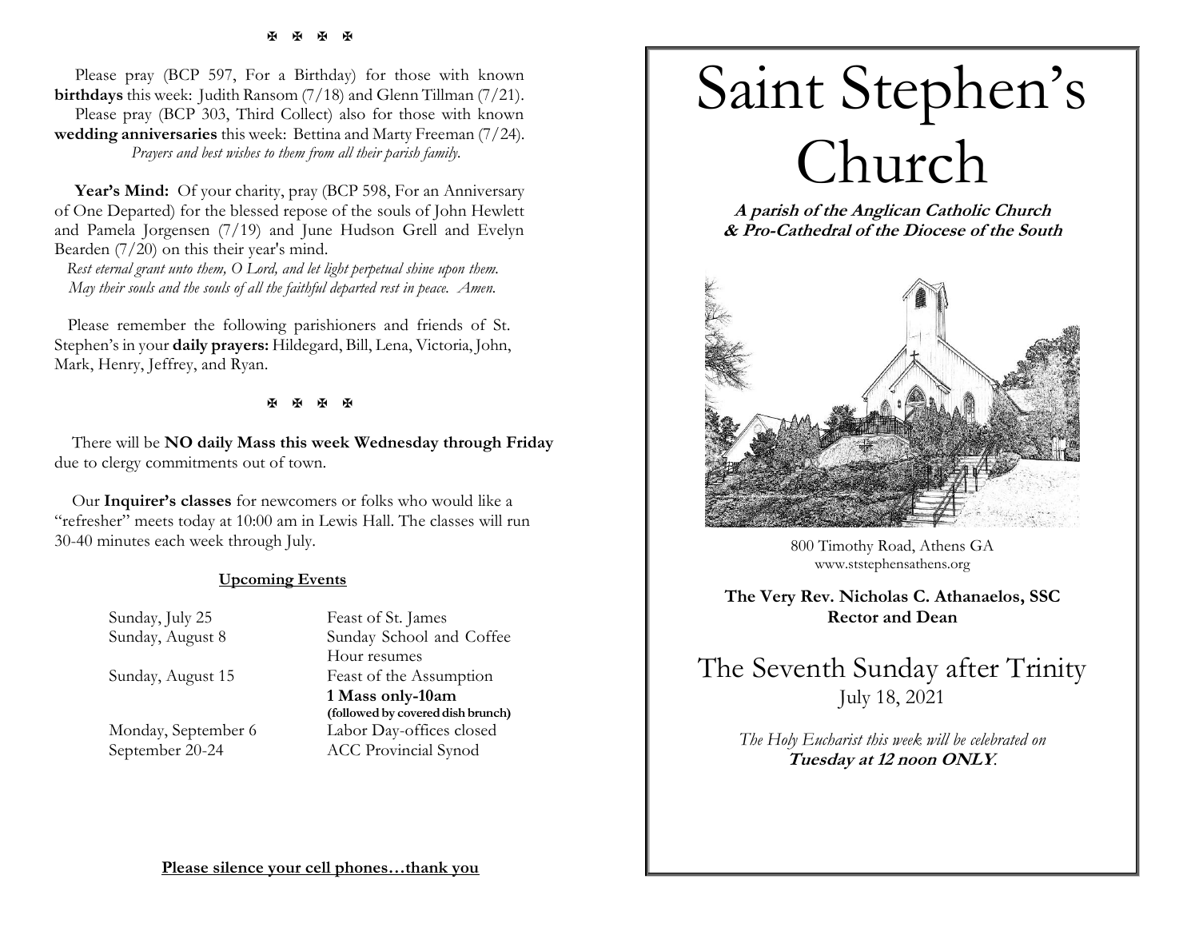✠ ✠ ✠ ✠

Please pray (BCP 597, For a Birthday) for those with known **birthdays** this week: Judith Ransom (7/18) and Glenn Tillman (7/21).
Please pray (BCP 303, Third Collect) also for those with known **wedding anniversaries** this week: Bettina and Marty Freeman (7/24).
*Prayers and best wishes to them from all their parish family.*

**Year's Mind:** Of your charity, pray (BCP 598, For an Anniversary of One Departed) for the blessed repose of the souls of John Hewlett and Pamela Jorgensen (7/19) and June Hudson Grell and Evelyn Bearden (7/20) on this their year's mind.
*Rest eternal grant unto them, O Lord, and let light perpetual shine upon them. May their souls and the souls of all the faithful departed rest in peace. Amen.*

Please remember the following parishioners and friends of St. Stephen's in your **daily prayers:** Hildegard, Bill, Lena, Victoria, John, Mark, Henry, Jeffrey, and Ryan.

✠ ✠ ✠ ✠

There will be **NO daily Mass this week Wednesday through Friday** due to clergy commitments out of town.

Our **Inquirer's classes** for newcomers or folks who would like a "refresher" meets today at 10:00 am in Lewis Hall. The classes will run 30-40 minutes each week through July.

**Upcoming Events**

| | |
|---|---|
| Sunday, July 25 | Feast of St. James |
| Sunday, August 8 | Sunday School and Coffee Hour resumes |
| Sunday, August 15 | Feast of the Assumption **1 Mass only-10am (followed by covered dish brunch)** |
| Monday, September 6 | Labor Day-offices closed |
| September 20-24 | ACC Provincial Synod |

**Please silence your cell phones…thank you**

# Saint Stephen's Church

***A parish of the Anglican Catholic Church & Pro-Cathedral of the Diocese of the South***

800 Timothy Road, Athens GA
www.ststephensathens.org

**The Very Rev. Nicholas C. Athanaelos, SSC**
**Rector and Dean**

## The Seventh Sunday after Trinity

July 18, 2021

*The Holy Eucharist this week will be celebrated on* ***Tuesday at 12 noon ONLY***.